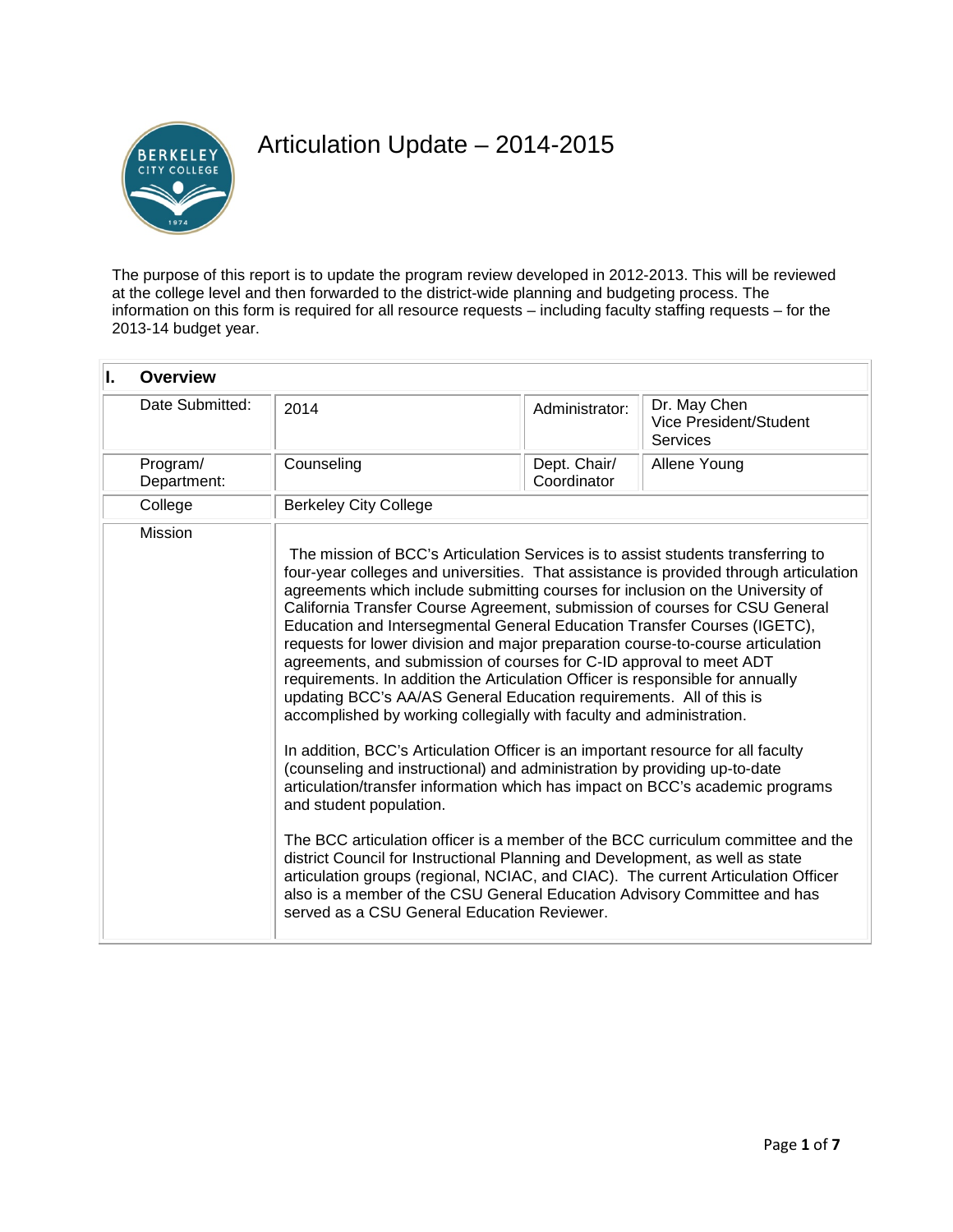# Articulation Update – 2014-2015

The purpose of this report is to update the program review developed in 2012-2013. This will be reviewed at the college level and then forwarded to the district-wide planning and budgeting process. The information on this form is required for all resource requests – including faculty staffing requests – for the 2013-14 budget year.

| **I. Overview** | | | |
|---|---|---|---|
| Date Submitted: | 2014 | Administrator: | Dr. May Chen Vice President/Student Services |
| Program/ Department: | Counseling | Dept. Chair/ Coordinator | Allene Young |
| College | Berkeley City College | | |
| Mission | The mission of BCC's Articulation Services is to assist students transferring to four-year colleges and universities. That assistance is provided through articulation agreements which include submitting courses for inclusion on the University of California Transfer Course Agreement, submission of courses for CSU General Education and Intersegmental General Education Transfer Courses (IGETC), requests for lower division and major preparation course-to-course articulation agreements, and submission of courses for C-ID approval to meet ADT requirements. In addition the Articulation Officer is responsible for annually updating BCC's AA/AS General Education requirements. All of this is accomplished by working collegially with faculty and administration.<br><br>In addition, BCC's Articulation Officer is an important resource for all faculty (counseling and instructional) and administration by providing up-to-date articulation/transfer information which has impact on BCC's academic programs and student population.<br><br>The BCC articulation officer is a member of the BCC curriculum committee and the district Council for Instructional Planning and Development, as well as state articulation groups (regional, NCIAC, and CIAC). The current Articulation Officer also is a member of the CSU General Education Advisory Committee and has served as a CSU General Education Reviewer. | | |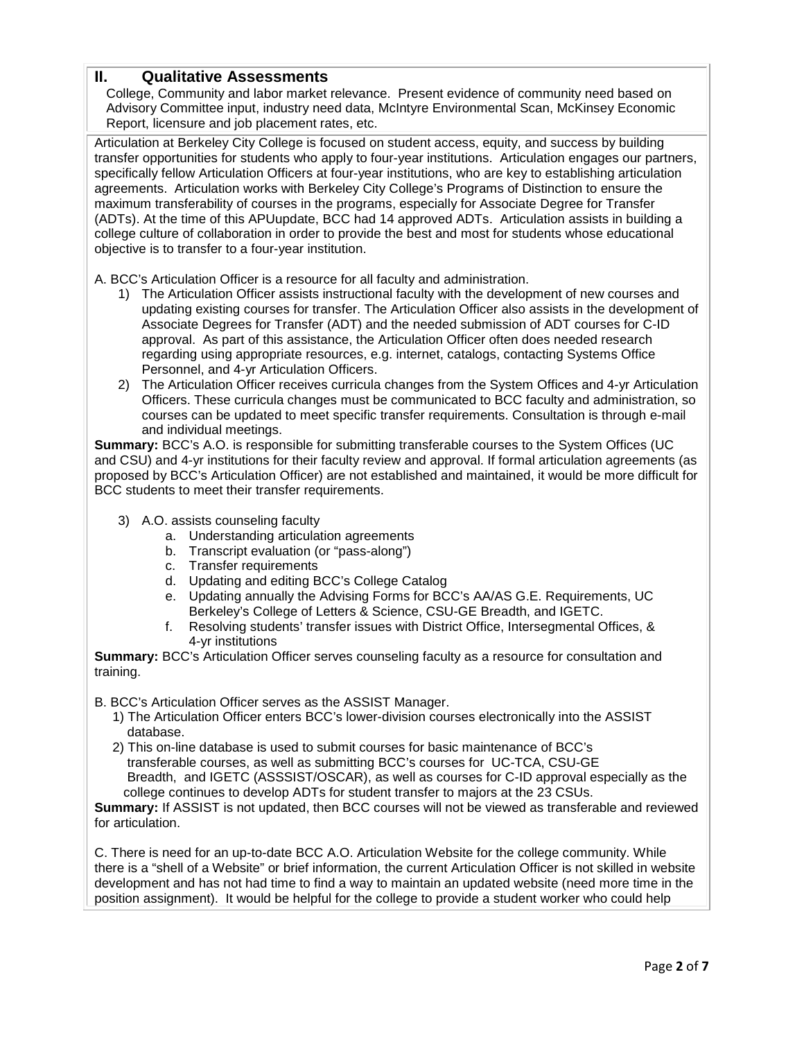## II. Qualitative Assessments

College, Community and labor market relevance. Present evidence of community need based on Advisory Committee input, industry need data, McIntyre Environmental Scan, McKinsey Economic Report, licensure and job placement rates, etc.

Articulation at Berkeley City College is focused on student access, equity, and success by building transfer opportunities for students who apply to four-year institutions. Articulation engages our partners, specifically fellow Articulation Officers at four-year institutions, who are key to establishing articulation agreements. Articulation works with Berkeley City College's Programs of Distinction to ensure the maximum transferability of courses in the programs, especially for Associate Degree for Transfer (ADTs). At the time of this APUupdate, BCC had 14 approved ADTs. Articulation assists in building a college culture of collaboration in order to provide the best and most for students whose educational objective is to transfer to a four-year institution.

A. BCC's Articulation Officer is a resource for all faculty and administration.

1) The Articulation Officer assists instructional faculty with the development of new courses and updating existing courses for transfer. The Articulation Officer also assists in the development of Associate Degrees for Transfer (ADT) and the needed submission of ADT courses for C-ID approval. As part of this assistance, the Articulation Officer often does needed research regarding using appropriate resources, e.g. internet, catalogs, contacting Systems Office Personnel, and 4-yr Articulation Officers.
2) The Articulation Officer receives curricula changes from the System Offices and 4-yr Articulation Officers. These curricula changes must be communicated to BCC faculty and administration, so courses can be updated to meet specific transfer requirements. Consultation is through e-mail and individual meetings.

**Summary:** BCC's A.O. is responsible for submitting transferable courses to the System Offices (UC and CSU) and 4-yr institutions for their faculty review and approval. If formal articulation agreements (as proposed by BCC's Articulation Officer) are not established and maintained, it would be more difficult for BCC students to meet their transfer requirements.

3) A.O. assists counseling faculty
   a. Understanding articulation agreements
   b. Transcript evaluation (or "pass-along")
   c. Transfer requirements
   d. Updating and editing BCC's College Catalog
   e. Updating annually the Advising Forms for BCC's AA/AS G.E. Requirements, UC Berkeley's College of Letters & Science, CSU-GE Breadth, and IGETC.
   f. Resolving students' transfer issues with District Office, Intersegmental Offices, & 4-yr institutions

**Summary:** BCC's Articulation Officer serves counseling faculty as a resource for consultation and training.

B. BCC's Articulation Officer serves as the ASSIST Manager.

1) The Articulation Officer enters BCC's lower-division courses electronically into the ASSIST database.
2) This on-line database is used to submit courses for basic maintenance of BCC's transferable courses, as well as submitting BCC's courses for UC-TCA, CSU-GE Breadth, and IGETC (ASSSIST/OSCAR), as well as courses for C-ID approval especially as the college continues to develop ADTs for student transfer to majors at the 23 CSUs.

**Summary:** If ASSIST is not updated, then BCC courses will not be viewed as transferable and reviewed for articulation.

C. There is need for an up-to-date BCC A.O. Articulation Website for the college community. While there is a "shell of a Website" or brief information, the current Articulation Officer is not skilled in website development and has not had time to find a way to maintain an updated website (need more time in the position assignment). It would be helpful for the college to provide a student worker who could help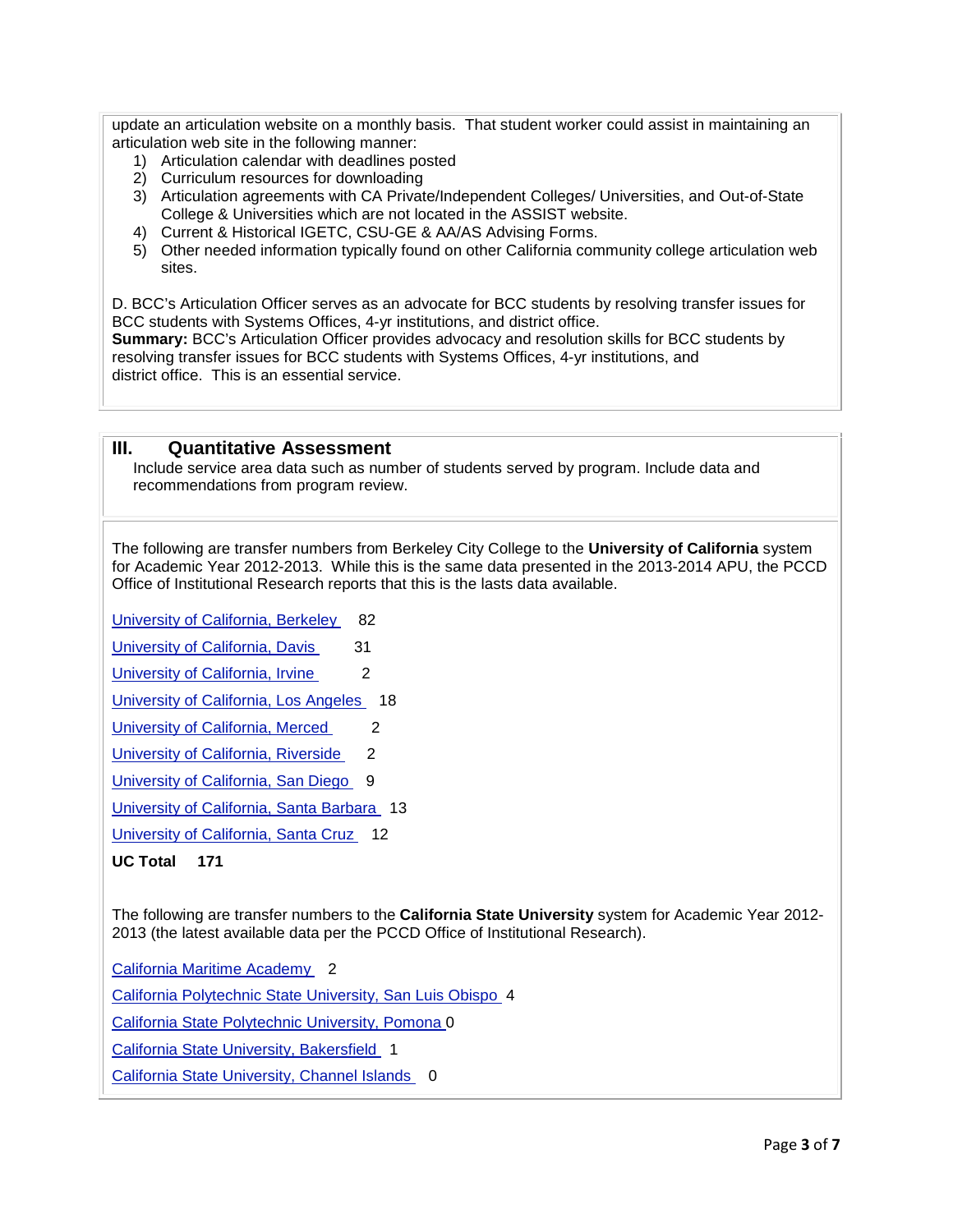update an articulation website on a monthly basis. That student worker could assist in maintaining an articulation web site in the following manner:

1) Articulation calendar with deadlines posted
2) Curriculum resources for downloading
3) Articulation agreements with CA Private/Independent Colleges/ Universities, and Out-of-State College & Universities which are not located in the ASSIST website.
4) Current & Historical IGETC, CSU-GE & AA/AS Advising Forms.
5) Other needed information typically found on other California community college articulation web sites.

D. BCC's Articulation Officer serves as an advocate for BCC students by resolving transfer issues for BCC students with Systems Offices, 4-yr institutions, and district office.
**Summary:** BCC's Articulation Officer provides advocacy and resolution skills for BCC students by resolving transfer issues for BCC students with Systems Offices, 4-yr institutions, and district office. This is an essential service.

## III. Quantitative Assessment

Include service area data such as number of students served by program. Include data and recommendations from program review.

The following are transfer numbers from Berkeley City College to the **University of California** system for Academic Year 2012-2013. While this is the same data presented in the 2013-2014 APU, the PCCD Office of Institutional Research reports that this is the lasts data available.

University of California, Berkeley 82

University of California, Davis 31

University of California, Irvine 2

University of California, Los Angeles 18

University of California, Merced 2

University of California, Riverside 2

University of California, San Diego 9

University of California, Santa Barbara 13

University of California, Santa Cruz 12

**UC Total 171**

The following are transfer numbers to the **California State University** system for Academic Year 2012-2013 (the latest available data per the PCCD Office of Institutional Research).

California Maritime Academy 2

California Polytechnic State University, San Luis Obispo 4

California State Polytechnic University, Pomona 0

California State University, Bakersfield 1

California State University, Channel Islands 0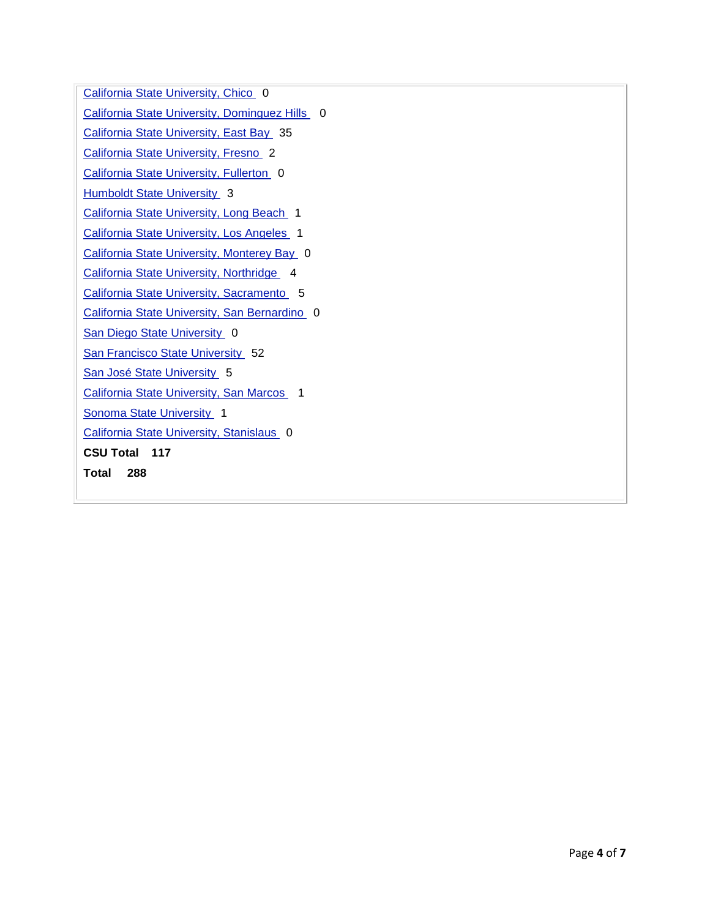California State University, Chico 0

California State University, Dominguez Hills 0

California State University, East Bay 35

California State University, Fresno 2

California State University, Fullerton 0

Humboldt State University 3

California State University, Long Beach 1

California State University, Los Angeles 1

California State University, Monterey Bay 0

California State University, Northridge 4

California State University, Sacramento 5

California State University, San Bernardino 0

San Diego State University 0

San Francisco State University 52

San José State University 5

California State University, San Marcos 1

Sonoma State University 1

California State University, Stanislaus 0

**CSU Total 117**

**Total 288**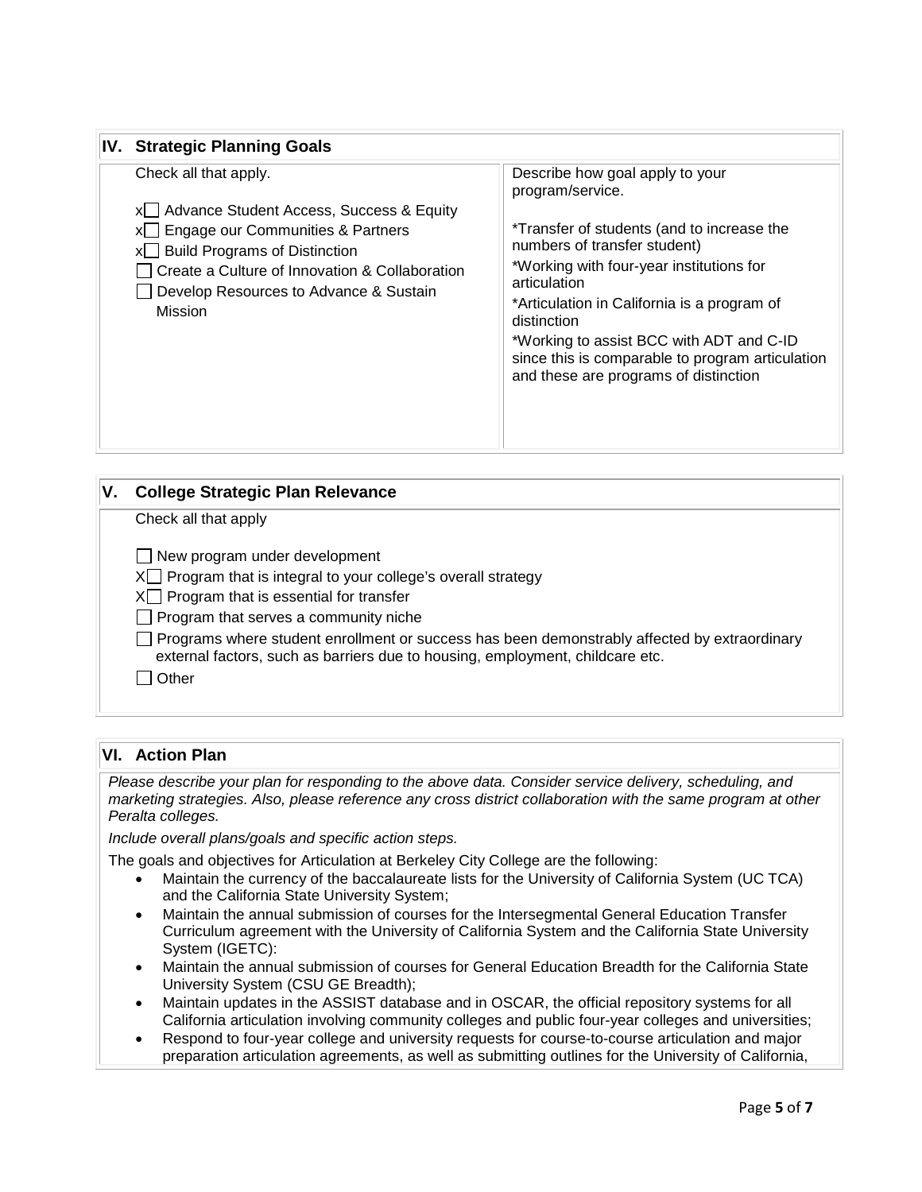## IV. Strategic Planning Goals

| Check all that apply. | Describe how goal apply to your program/service. |
|---|---|
| x☐ Advance Student Access, Success & Equity<br>x☐ Engage our Communities & Partners<br>x☐ Build Programs of Distinction<br>☐ Create a Culture of Innovation & Collaboration<br>☐ Develop Resources to Advance & Sustain Mission | *Transfer of students (and to increase the numbers of transfer student)<br>*Working with four-year institutions for articulation<br>*Articulation in California is a program of distinction<br>*Working to assist BCC with ADT and C-ID since this is comparable to program articulation and these are programs of distinction |

## V. College Strategic Plan Relevance

Check all that apply

☐ New program under development

X☐ Program that is integral to your college's overall strategy

X☐ Program that is essential for transfer

☐ Program that serves a community niche

☐ Programs where student enrollment or success has been demonstrably affected by extraordinary external factors, such as barriers due to housing, employment, childcare etc.

☐ Other

## VI. Action Plan

*Please describe your plan for responding to the above data. Consider service delivery, scheduling, and marketing strategies. Also, please reference any cross district collaboration with the same program at other Peralta colleges.*

*Include overall plans/goals and specific action steps.*

The goals and objectives for Articulation at Berkeley City College are the following:

- Maintain the currency of the baccalaureate lists for the University of California System (UC TCA) and the California State University System;
- Maintain the annual submission of courses for the Intersegmental General Education Transfer Curriculum agreement with the University of California System and the California State University System (IGETC):
- Maintain the annual submission of courses for General Education Breadth for the California State University System (CSU GE Breadth);
- Maintain updates in the ASSIST database and in OSCAR, the official repository systems for all California articulation involving community colleges and public four-year colleges and universities;
- Respond to four-year college and university requests for course-to-course articulation and major preparation articulation agreements, as well as submitting outlines for the University of California,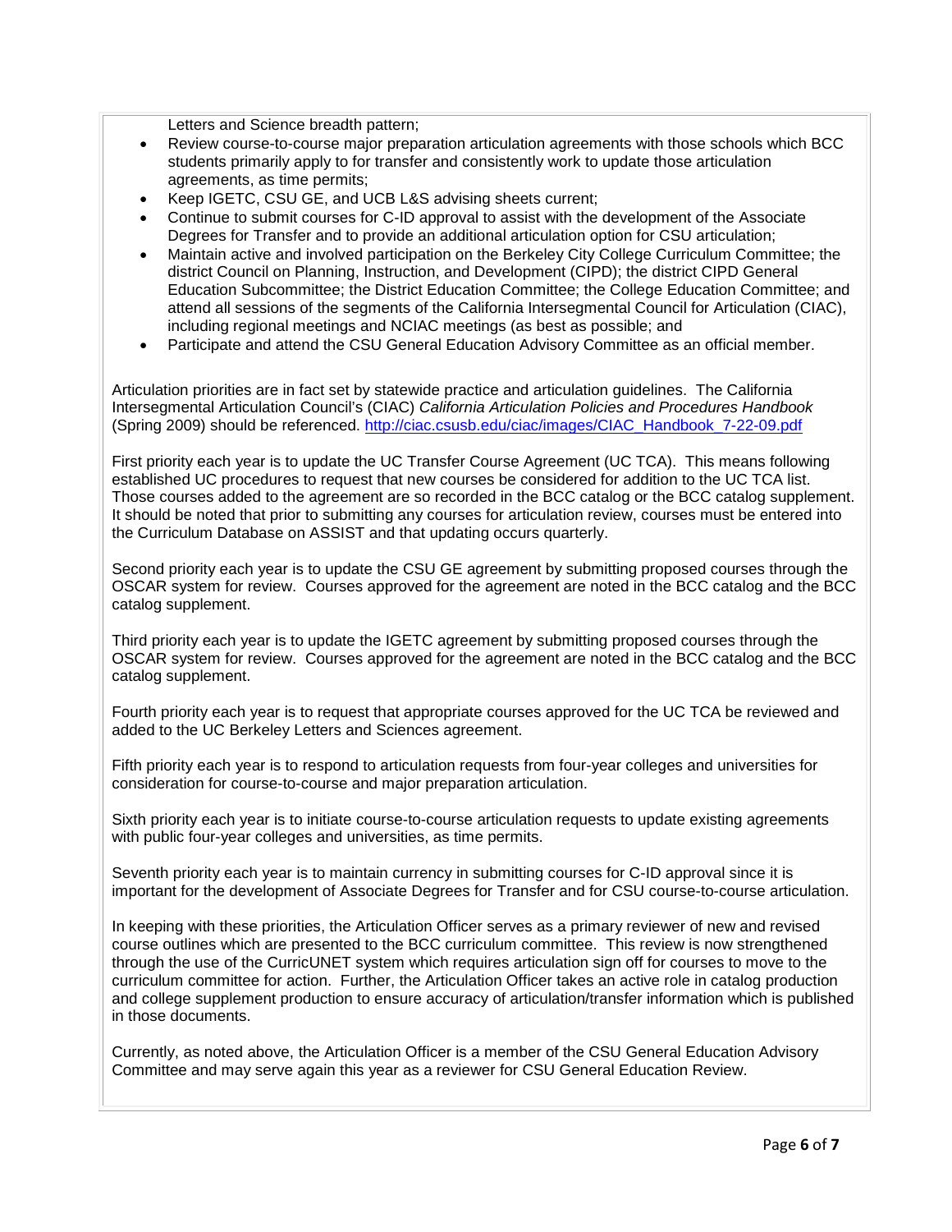Letters and Science breadth pattern;

- Review course-to-course major preparation articulation agreements with those schools which BCC students primarily apply to for transfer and consistently work to update those articulation agreements, as time permits;
- Keep IGETC, CSU GE, and UCB L&S advising sheets current;
- Continue to submit courses for C-ID approval to assist with the development of the Associate Degrees for Transfer and to provide an additional articulation option for CSU articulation;
- Maintain active and involved participation on the Berkeley City College Curriculum Committee; the district Council on Planning, Instruction, and Development (CIPD); the district CIPD General Education Subcommittee; the District Education Committee; the College Education Committee; and attend all sessions of the segments of the California Intersegmental Council for Articulation (CIAC), including regional meetings and NCIAC meetings (as best as possible; and
- Participate and attend the CSU General Education Advisory Committee as an official member.

Articulation priorities are in fact set by statewide practice and articulation guidelines. The California Intersegmental Articulation Council's (CIAC) *California Articulation Policies and Procedures Handbook* (Spring 2009) should be referenced. http://ciac.csusb.edu/ciac/images/CIAC_Handbook_7-22-09.pdf

First priority each year is to update the UC Transfer Course Agreement (UC TCA). This means following established UC procedures to request that new courses be considered for addition to the UC TCA list. Those courses added to the agreement are so recorded in the BCC catalog or the BCC catalog supplement. It should be noted that prior to submitting any courses for articulation review, courses must be entered into the Curriculum Database on ASSIST and that updating occurs quarterly.

Second priority each year is to update the CSU GE agreement by submitting proposed courses through the OSCAR system for review. Courses approved for the agreement are noted in the BCC catalog and the BCC catalog supplement.

Third priority each year is to update the IGETC agreement by submitting proposed courses through the OSCAR system for review. Courses approved for the agreement are noted in the BCC catalog and the BCC catalog supplement.

Fourth priority each year is to request that appropriate courses approved for the UC TCA be reviewed and added to the UC Berkeley Letters and Sciences agreement.

Fifth priority each year is to respond to articulation requests from four-year colleges and universities for consideration for course-to-course and major preparation articulation.

Sixth priority each year is to initiate course-to-course articulation requests to update existing agreements with public four-year colleges and universities, as time permits.

Seventh priority each year is to maintain currency in submitting courses for C-ID approval since it is important for the development of Associate Degrees for Transfer and for CSU course-to-course articulation.

In keeping with these priorities, the Articulation Officer serves as a primary reviewer of new and revised course outlines which are presented to the BCC curriculum committee. This review is now strengthened through the use of the CurricUNET system which requires articulation sign off for courses to move to the curriculum committee for action. Further, the Articulation Officer takes an active role in catalog production and college supplement production to ensure accuracy of articulation/transfer information which is published in those documents.

Currently, as noted above, the Articulation Officer is a member of the CSU General Education Advisory Committee and may serve again this year as a reviewer for CSU General Education Review.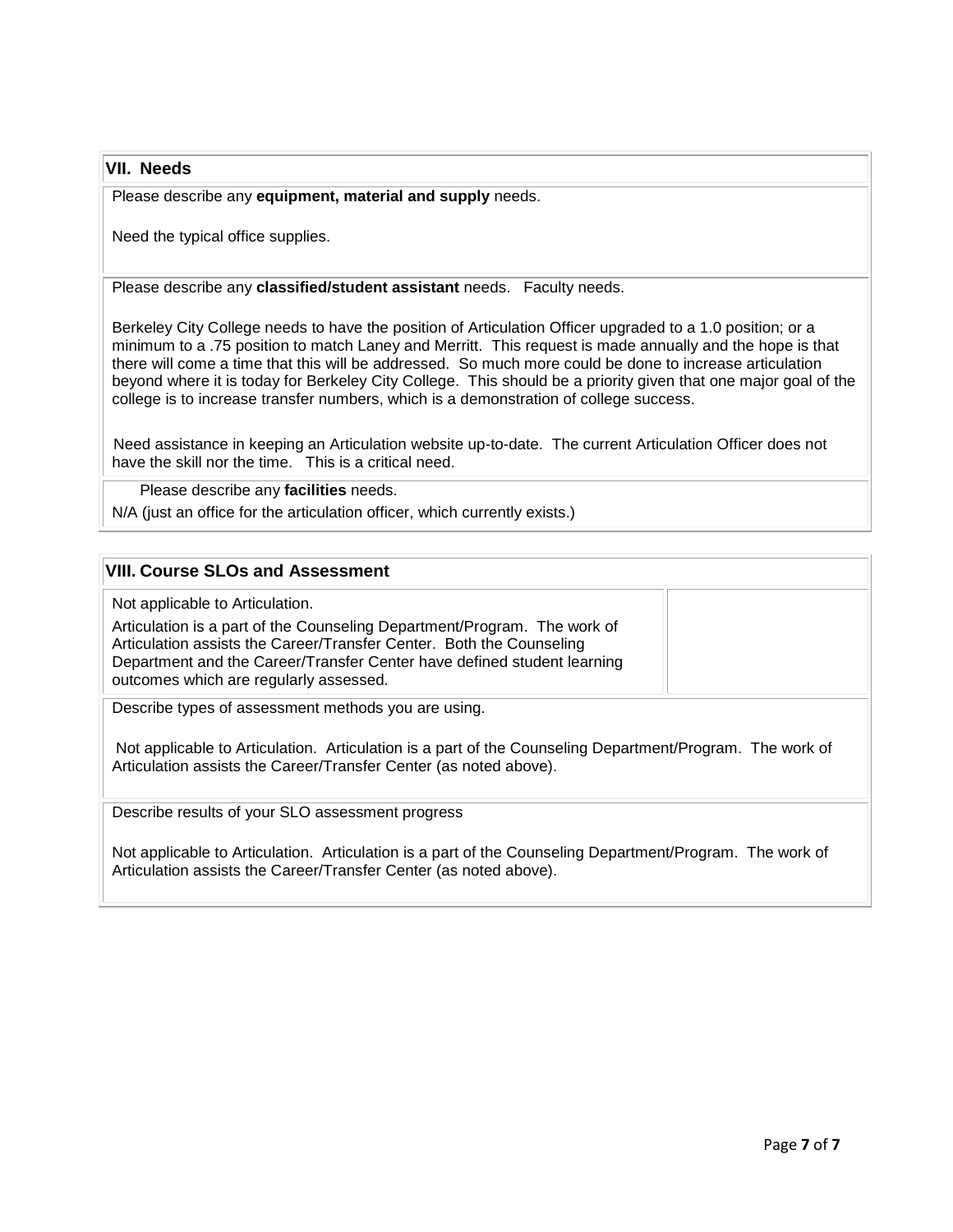## VII. Needs

Please describe any **equipment, material and supply** needs.

Need the typical office supplies.

Please describe any **classified/student assistant** needs. Faculty needs.

Berkeley City College needs to have the position of Articulation Officer upgraded to a 1.0 position; or a minimum to a .75 position to match Laney and Merritt. This request is made annually and the hope is that there will come a time that this will be addressed. So much more could be done to increase articulation beyond where it is today for Berkeley City College. This should be a priority given that one major goal of the college is to increase transfer numbers, which is a demonstration of college success.

Need assistance in keeping an Articulation website up-to-date. The current Articulation Officer does not have the skill nor the time. This is a critical need.

Please describe any **facilities** needs.

N/A (just an office for the articulation officer, which currently exists.)

## VIII. Course SLOs and Assessment

| | |
|---|---|
| Not applicable to Articulation.<br>Articulation is a part of the Counseling Department/Program. The work of Articulation assists the Career/Transfer Center. Both the Counseling Department and the Career/Transfer Center have defined student learning outcomes which are regularly assessed. | |

Describe types of assessment methods you are using.

Not applicable to Articulation. Articulation is a part of the Counseling Department/Program. The work of Articulation assists the Career/Transfer Center (as noted above).

Describe results of your SLO assessment progress

Not applicable to Articulation. Articulation is a part of the Counseling Department/Program. The work of Articulation assists the Career/Transfer Center (as noted above).